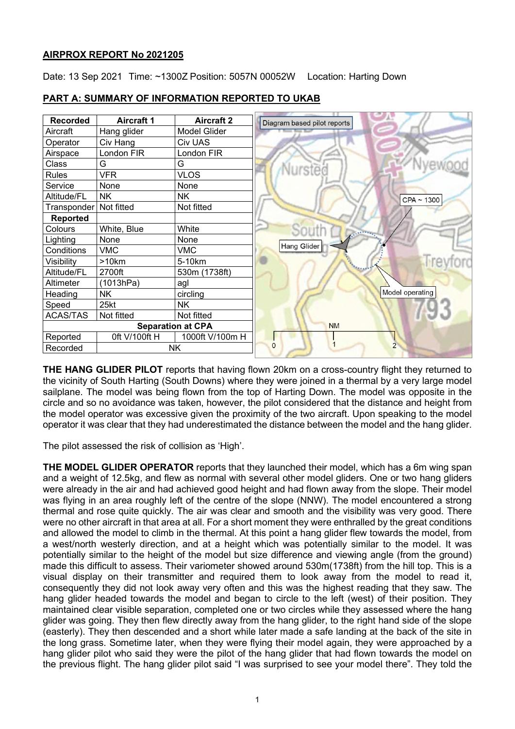## AIRPROX REPORT No 2021205

Date: 13 Sep 2021 Time: ~1300Z Position: 5057N 00052W Location: Harting Down

### PART A: SUMMARY OF INFORMATION REPORTED TO UKAB

| Recorded | Aircraft 1 | Aircraft 2 |
|---|---|---|
| Aircraft | Hang glider | Model Glider |
| Operator | Civ Hang | Civ UAS |
| Airspace | London FIR | London FIR |
| Class | G | G |
| Rules | VFR | VLOS |
| Service | None | None |
| Altitude/FL | NK | NK |
| Transponder | Not fitted | Not fitted |
| **Reported** | | |
| Colours | White, Blue | White |
| Lighting | None | None |
| Conditions | VMC | VMC |
| Visibility | >10km | 5-10km |
| Altitude/FL | 2700ft | 530m (1738ft) |
| Altimeter | (1013hPa) | agl |
| Heading | NK | circling |
| Speed | 25kt | NK |
| ACAS/TAS | Not fitted | Not fitted |
| **Separation at CPA** | | |
| Reported | 0ft V/100ft H | 1000ft V/100m H |
| Recorded | NK | |

Diagram based pilot reports

**THE HANG GLIDER PILOT** reports that having flown 20km on a cross-country flight they returned to the vicinity of South Harting (South Downs) where they were joined in a thermal by a very large model sailplane. The model was being flown from the top of Harting Down. The model was opposite in the circle and so no avoidance was taken, however, the pilot considered that the distance and height from the model operator was excessive given the proximity of the two aircraft. Upon speaking to the model operator it was clear that they had underestimated the distance between the model and the hang glider.

The pilot assessed the risk of collision as 'High'.

**THE MODEL GLIDER OPERATOR** reports that they launched their model, which has a 6m wing span and a weight of 12.5kg, and flew as normal with several other model gliders. One or two hang gliders were already in the air and had achieved good height and had flown away from the slope. Their model was flying in an area roughly left of the centre of the slope (NNW). The model encountered a strong thermal and rose quite quickly. The air was clear and smooth and the visibility was very good. There were no other aircraft in that area at all. For a short moment they were enthralled by the great conditions and allowed the model to climb in the thermal. At this point a hang glider flew towards the model, from a west/north westerly direction, and at a height which was potentially similar to the model. It was potentially similar to the height of the model but size difference and viewing angle (from the ground) made this difficult to assess. Their variometer showed around 530m(1738ft) from the hill top. This is a visual display on their transmitter and required them to look away from the model to read it, consequently they did not look away very often and this was the highest reading that they saw. The hang glider headed towards the model and began to circle to the left (west) of their position. They maintained clear visible separation, completed one or two circles while they assessed where the hang glider was going. They then flew directly away from the hang glider, to the right hand side of the slope (easterly). They then descended and a short while later made a safe landing at the back of the site in the long grass. Sometime later, when they were flying their model again, they were approached by a hang glider pilot who said they were the pilot of the hang glider that had flown towards the model on the previous flight. The hang glider pilot said "I was surprised to see your model there". They told the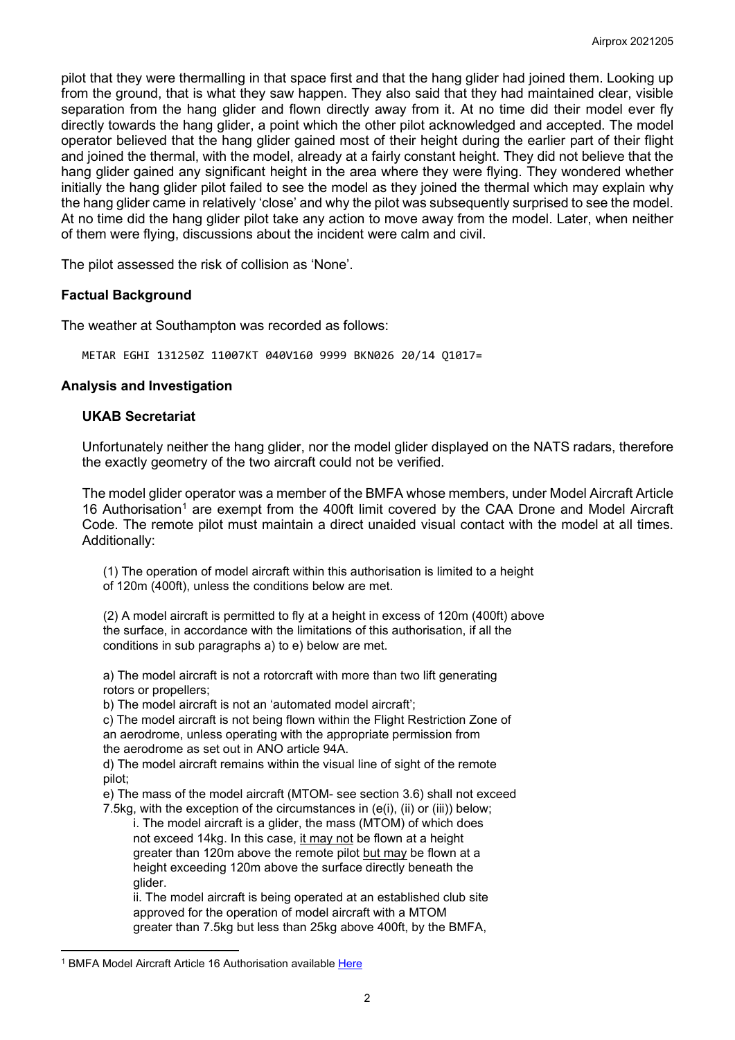pilot that they were thermalling in that space first and that the hang glider had joined them. Looking up from the ground, that is what they saw happen. They also said that they had maintained clear, visible separation from the hang glider and flown directly away from it. At no time did their model ever fly directly towards the hang glider, a point which the other pilot acknowledged and accepted. The model operator believed that the hang glider gained most of their height during the earlier part of their flight and joined the thermal, with the model, already at a fairly constant height. They did not believe that the hang glider gained any significant height in the area where they were flying. They wondered whether initially the hang glider pilot failed to see the model as they joined the thermal which may explain why the hang glider came in relatively 'close' and why the pilot was subsequently surprised to see the model. At no time did the hang glider pilot take any action to move away from the model. Later, when neither of them were flying, discussions about the incident were calm and civil.

The pilot assessed the risk of collision as 'None'.

### Factual Background

The weather at Southampton was recorded as follows:

```
METAR EGHI 131250Z 11007KT 040V160 9999 BKN026 20/14 Q1017=
```

### Analysis and Investigation

#### UKAB Secretariat

Unfortunately neither the hang glider, nor the model glider displayed on the NATS radars, therefore the exactly geometry of the two aircraft could not be verified.

The model glider operator was a member of the BMFA whose members, under Model Aircraft Article 16 Authorisation[1] are exempt from the 400ft limit covered by the CAA Drone and Model Aircraft Code. The remote pilot must maintain a direct unaided visual contact with the model at all times. Additionally:

(1) The operation of model aircraft within this authorisation is limited to a height of 120m (400ft), unless the conditions below are met.

(2) A model aircraft is permitted to fly at a height in excess of 120m (400ft) above the surface, in accordance with the limitations of this authorisation, if all the conditions in sub paragraphs a) to e) below are met.

a) The model aircraft is not a rotorcraft with more than two lift generating rotors or propellers;

b) The model aircraft is not an 'automated model aircraft';

c) The model aircraft is not being flown within the Flight Restriction Zone of an aerodrome, unless operating with the appropriate permission from the aerodrome as set out in ANO article 94A.

d) The model aircraft remains within the visual line of sight of the remote pilot;

e) The mass of the model aircraft (MTOM- see section 3.6) shall not exceed 7.5kg, with the exception of the circumstances in (e(i), (ii) or (iii)) below;

i. The model aircraft is a glider, the mass (MTOM) of which does not exceed 14kg. In this case, <u>it may not</u> be flown at a height greater than 120m above the remote pilot <u>but may</u> be flown at a height exceeding 120m above the surface directly beneath the glider.

ii. The model aircraft is being operated at an established club site approved for the operation of model aircraft with a MTOM greater than 7.5kg but less than 25kg above 400ft, by the BMFA,

[1] BMFA Model Aircraft Article 16 Authorisation available Here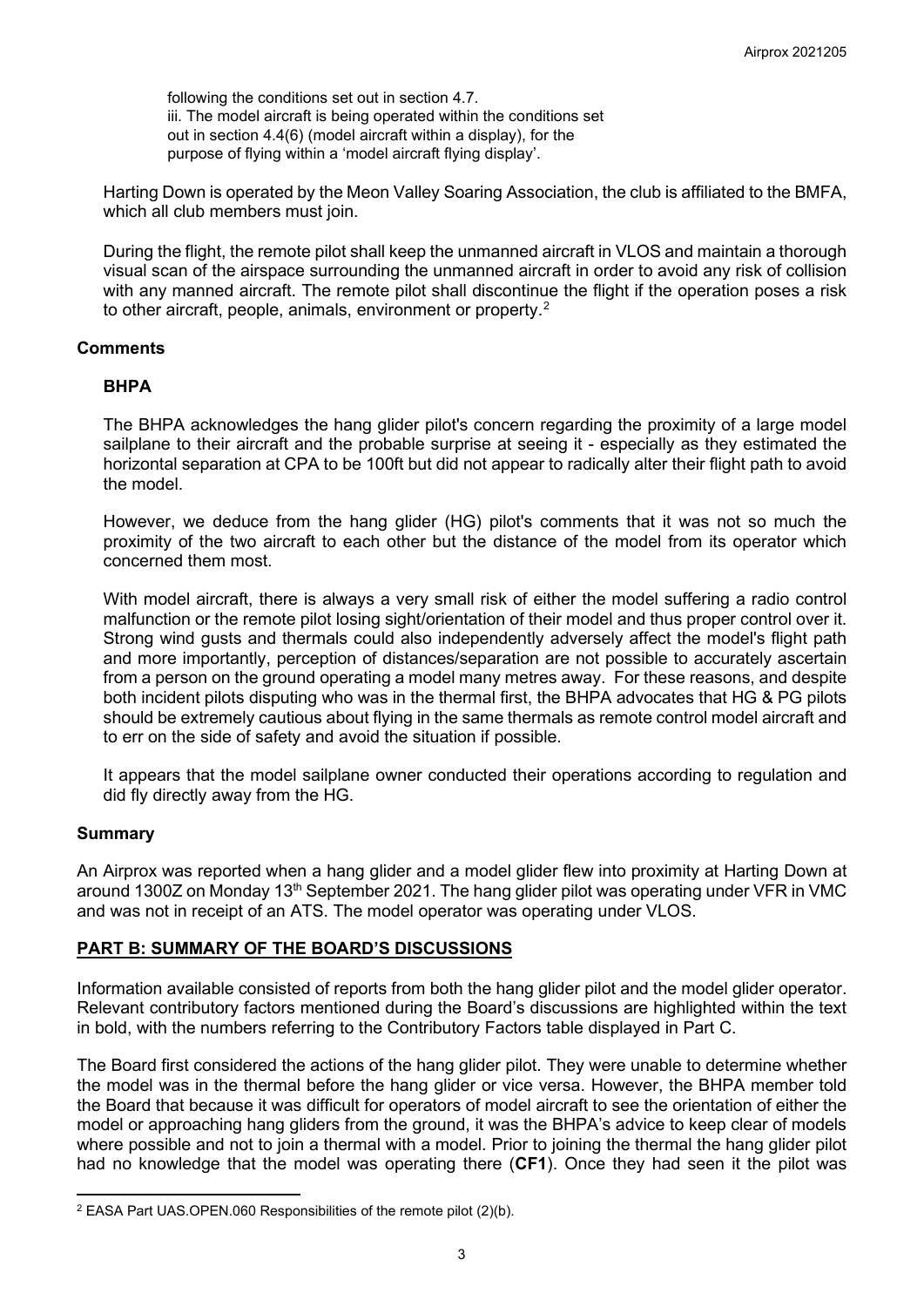following the conditions set out in section 4.7.
iii. The model aircraft is being operated within the conditions set out in section 4.4(6) (model aircraft within a display), for the purpose of flying within a 'model aircraft flying display'.

Harting Down is operated by the Meon Valley Soaring Association, the club is affiliated to the BMFA, which all club members must join.

During the flight, the remote pilot shall keep the unmanned aircraft in VLOS and maintain a thorough visual scan of the airspace surrounding the unmanned aircraft in order to avoid any risk of collision with any manned aircraft. The remote pilot shall discontinue the flight if the operation poses a risk to other aircraft, people, animals, environment or property.[2]

## Comments

### BHPA

The BHPA acknowledges the hang glider pilot's concern regarding the proximity of a large model sailplane to their aircraft and the probable surprise at seeing it - especially as they estimated the horizontal separation at CPA to be 100ft but did not appear to radically alter their flight path to avoid the model.

However, we deduce from the hang glider (HG) pilot's comments that it was not so much the proximity of the two aircraft to each other but the distance of the model from its operator which concerned them most.

With model aircraft, there is always a very small risk of either the model suffering a radio control malfunction or the remote pilot losing sight/orientation of their model and thus proper control over it. Strong wind gusts and thermals could also independently adversely affect the model's flight path and more importantly, perception of distances/separation are not possible to accurately ascertain from a person on the ground operating a model many metres away. For these reasons, and despite both incident pilots disputing who was in the thermal first, the BHPA advocates that HG & PG pilots should be extremely cautious about flying in the same thermals as remote control model aircraft and to err on the side of safety and avoid the situation if possible.

It appears that the model sailplane owner conducted their operations according to regulation and did fly directly away from the HG.

## Summary

An Airprox was reported when a hang glider and a model glider flew into proximity at Harting Down at around 1300Z on Monday 13th September 2021. The hang glider pilot was operating under VFR in VMC and was not in receipt of an ATS. The model operator was operating under VLOS.

## PART B: SUMMARY OF THE BOARD'S DISCUSSIONS

Information available consisted of reports from both the hang glider pilot and the model glider operator. Relevant contributory factors mentioned during the Board's discussions are highlighted within the text in bold, with the numbers referring to the Contributory Factors table displayed in Part C.

The Board first considered the actions of the hang glider pilot. They were unable to determine whether the model was in the thermal before the hang glider or vice versa. However, the BHPA member told the Board that because it was difficult for operators of model aircraft to see the orientation of either the model or approaching hang gliders from the ground, it was the BHPA's advice to keep clear of models where possible and not to join a thermal with a model. Prior to joining the thermal the hang glider pilot had no knowledge that the model was operating there (**CF1**). Once they had seen it the pilot was

[2] EASA Part UAS.OPEN.060 Responsibilities of the remote pilot (2)(b).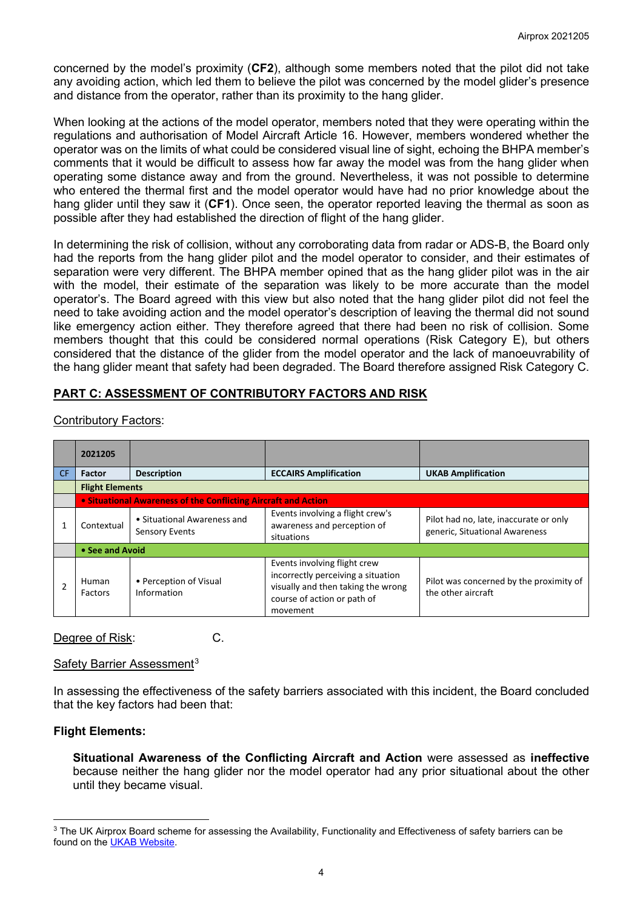concerned by the model's proximity (**CF2**), although some members noted that the pilot did not take any avoiding action, which led them to believe the pilot was concerned by the model glider's presence and distance from the operator, rather than its proximity to the hang glider.

When looking at the actions of the model operator, members noted that they were operating within the regulations and authorisation of Model Aircraft Article 16. However, members wondered whether the operator was on the limits of what could be considered visual line of sight, echoing the BHPA member's comments that it would be difficult to assess how far away the model was from the hang glider when operating some distance away and from the ground. Nevertheless, it was not possible to determine who entered the thermal first and the model operator would have had no prior knowledge about the hang glider until they saw it (**CF1**). Once seen, the operator reported leaving the thermal as soon as possible after they had established the direction of flight of the hang glider.

In determining the risk of collision, without any corroborating data from radar or ADS-B, the Board only had the reports from the hang glider pilot and the model operator to consider, and their estimates of separation were very different. The BHPA member opined that as the hang glider pilot was in the air with the model, their estimate of the separation was likely to be more accurate than the model operator's. The Board agreed with this view but also noted that the hang glider pilot did not feel the need to take avoiding action and the model operator's description of leaving the thermal did not sound like emergency action either. They therefore agreed that there had been no risk of collision. Some members thought that this could be considered normal operations (Risk Category E), but others considered that the distance of the glider from the model operator and the lack of manoeuvrability of the hang glider meant that safety had been degraded. The Board therefore assigned Risk Category C.

## PART C: ASSESSMENT OF CONTRIBUTORY FACTORS AND RISK

Contributory Factors:

| | 2021205 | | | |
|---|---|---|---|---|
| CF | Factor | Description | ECCAIRS Amplification | UKAB Amplification |
| | **Flight Elements** | | | |
| | **• Situational Awareness of the Conflicting Aircraft and Action** | | | |
| 1 | Contextual | • Situational Awareness and Sensory Events | Events involving a flight crew's awareness and perception of situations | Pilot had no, late, inaccurate or only generic, Situational Awareness |
| | **• See and Avoid** | | | |
| 2 | Human Factors | • Perception of Visual Information | Events involving flight crew incorrectly perceiving a situation visually and then taking the wrong course of action or path of movement | Pilot was concerned by the proximity of the other aircraft |

Degree of Risk: C.

Safety Barrier Assessment[3]

In assessing the effectiveness of the safety barriers associated with this incident, the Board concluded that the key factors had been that:

**Flight Elements:**

**Situational Awareness of the Conflicting Aircraft and Action** were assessed as **ineffective** because neither the hang glider nor the model operator had any prior situational about the other until they became visual.

[3] The UK Airprox Board scheme for assessing the Availability, Functionality and Effectiveness of safety barriers can be found on the UKAB Website.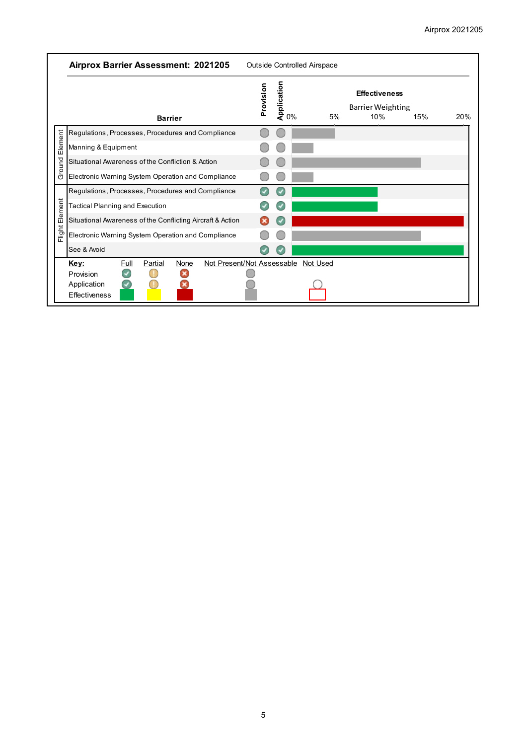**Airprox Barrier Assessment: 2021205** Outside Controlled Airspace

Barrier

Provision

Application

Effectiveness

Barrier Weighting

0% 5% 10% 15% 20%

Ground Element

Regulations, Processes, Procedures and Compliance

Manning & Equipment

Situational Awareness of the Confliction & Action

Electronic Warning System Operation and Compliance

Flight Element

Regulations, Processes, Procedures and Compliance

Tactical Planning and Execution

Situational Awareness of the Conflicting Aircraft & Action

Electronic Warning System Operation and Compliance

See & Avoid

**Key:** Full Partial None Not Present/Not Assessable Not Used

Provision

Application

Effectiveness